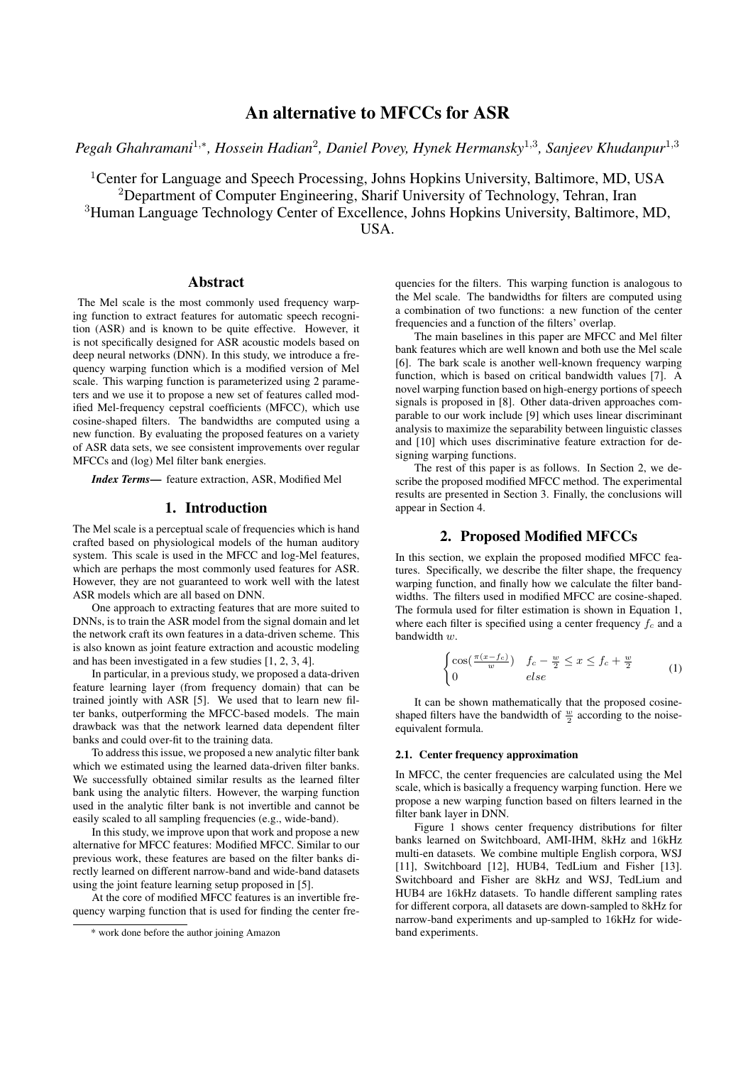# An alternative to MFCCs for ASR

*Pegah Ghahramani[1,*], Hossein Hadian[2], Daniel Povey, Hynek Hermansky[1,3], Sanjeev Khudanpur[1,3]*

[1]Center for Language and Speech Processing, Johns Hopkins University, Baltimore, MD, USA
[2]Department of Computer Engineering, Sharif University of Technology, Tehran, Iran
[3]Human Language Technology Center of Excellence, Johns Hopkins University, Baltimore, MD, USA.

## Abstract

The Mel scale is the most commonly used frequency warping function to extract features for automatic speech recognition (ASR) and is known to be quite effective. However, it is not specifically designed for ASR acoustic models based on deep neural networks (DNN). In this study, we introduce a frequency warping function which is a modified version of Mel scale. This warping function is parameterized using 2 parameters and we use it to propose a new set of features called modified Mel-frequency cepstral coefficients (MFCC), which use cosine-shaped filters. The bandwidths are computed using a new function. By evaluating the proposed features on a variety of ASR data sets, we see consistent improvements over regular MFCCs and (log) Mel filter bank energies.

***Index Terms***— feature extraction, ASR, Modified Mel

## 1. Introduction

The Mel scale is a perceptual scale of frequencies which is hand crafted based on physiological models of the human auditory system. This scale is used in the MFCC and log-Mel features, which are perhaps the most commonly used features for ASR. However, they are not guaranteed to work well with the latest ASR models which are all based on DNN.

One approach to extracting features that are more suited to DNNs, is to train the ASR model from the signal domain and let the network craft its own features in a data-driven scheme. This is also known as joint feature extraction and acoustic modeling and has been investigated in a few studies [1, 2, 3, 4].

In particular, in a previous study, we proposed a data-driven feature learning layer (from frequency domain) that can be trained jointly with ASR [5]. We used that to learn new filter banks, outperforming the MFCC-based models. The main drawback was that the network learned data dependent filter banks and could over-fit to the training data.

To address this issue, we proposed a new analytic filter bank which we estimated using the learned data-driven filter banks. We successfully obtained similar results as the learned filter bank using the analytic filters. However, the warping function used in the analytic filter bank is not invertible and cannot be easily scaled to all sampling frequencies (e.g., wide-band).

In this study, we improve upon that work and propose a new alternative for MFCC features: Modified MFCC. Similar to our previous work, these features are based on the filter banks directly learned on different narrow-band and wide-band datasets using the joint feature learning setup proposed in [5].

At the core of modified MFCC features is an invertible frequency warping function that is used for finding the center frequencies for the filters. This warping function is analogous to the Mel scale. The bandwidths for filters are computed using a combination of two functions: a new function of the center frequencies and a function of the filters' overlap.

The main baselines in this paper are MFCC and Mel filter bank features which are well known and both use the Mel scale [6]. The bark scale is another well-known frequency warping function, which is based on critical bandwidth values [7]. A novel warping function based on high-energy portions of speech signals is proposed in [8]. Other data-driven approaches comparable to our work include [9] which uses linear discriminant analysis to maximize the separability between linguistic classes and [10] which uses discriminative feature extraction for designing warping functions.

The rest of this paper is as follows. In Section 2, we describe the proposed modified MFCC method. The experimental results are presented in Section 3. Finally, the conclusions will appear in Section 4.

## 2. Proposed Modified MFCCs

In this section, we explain the proposed modified MFCC features. Specifically, we describe the filter shape, the frequency warping function, and finally how we calculate the filter bandwidths. The filters used in modified MFCC are cosine-shaped. The formula used for filter estimation is shown in Equation 1, where each filter is specified using a center frequency $f_c$ and a bandwidth $w$.

$$\begin{cases} \cos(\frac{\pi(x-f_c)}{w}) & f_c - \frac{w}{2} \le x \le f_c + \frac{w}{2} \\ 0 & else \end{cases} \tag{1}$$

It can be shown mathematically that the proposed cosine-shaped filters have the bandwidth of $\frac{w}{2}$ according to the noise-equivalent formula.

### 2.1. Center frequency approximation

In MFCC, the center frequencies are calculated using the Mel scale, which is basically a frequency warping function. Here we propose a new warping function based on filters learned in the filter bank layer in DNN.

Figure 1 shows center frequency distributions for filter banks learned on Switchboard, AMI-IHM, 8kHz and 16kHz multi-en datasets. We combine multiple English corpora, WSJ [11], Switchboard [12], HUB4, TedLium and Fisher [13]. Switchboard and Fisher are 8kHz and WSJ, TedLium and HUB4 are 16kHz datasets. To handle different sampling rates for different corpora, all datasets are down-sampled to 8kHz for narrow-band experiments and up-sampled to 16kHz for wide-band experiments.

[*] work done before the author joining Amazon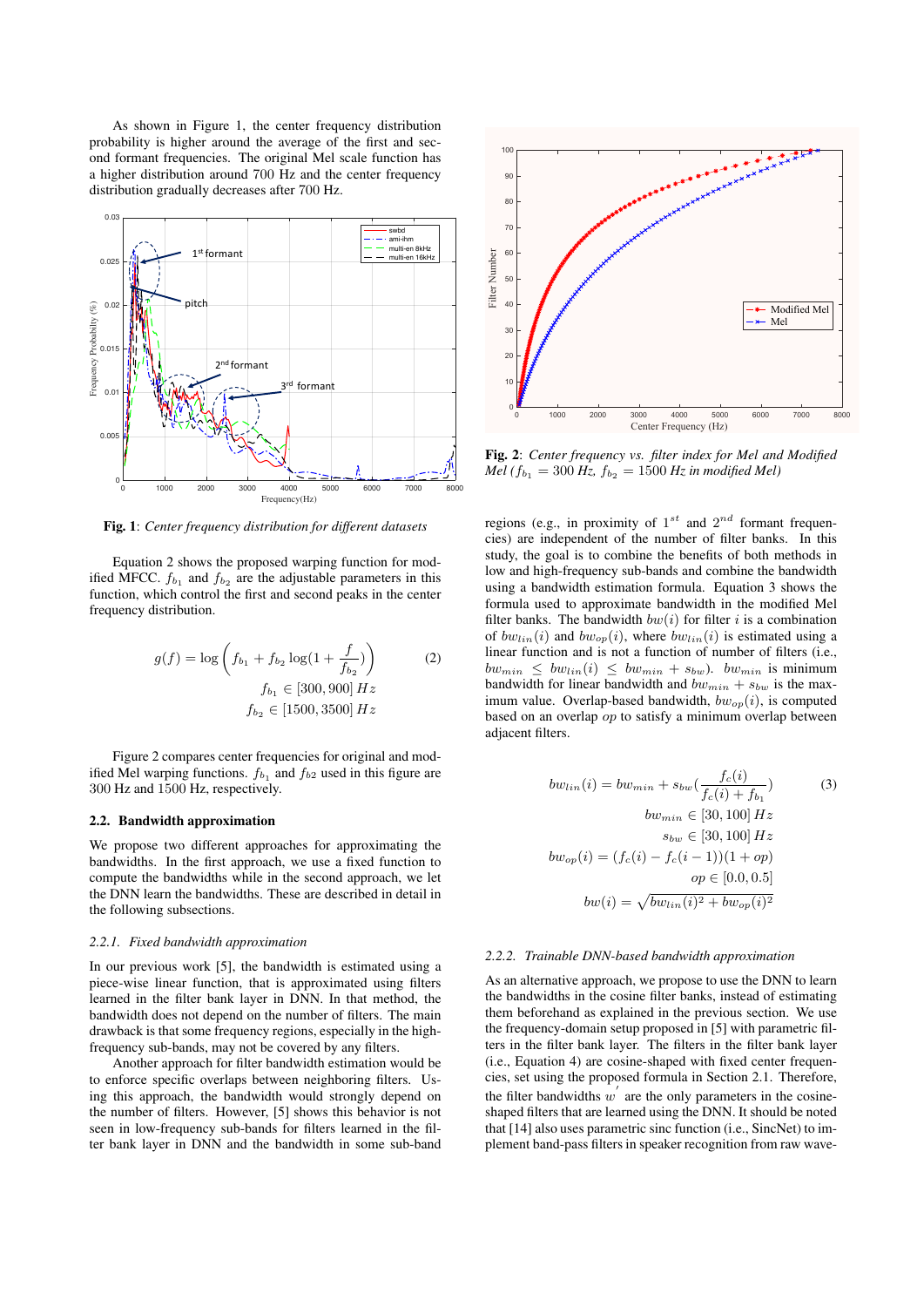As shown in Figure 1, the center frequency distribution probability is higher around the average of the first and second formant frequencies. The original Mel scale function has a higher distribution around 700 Hz and the center frequency distribution gradually decreases after 700 Hz.

**Fig. 1**: *Center frequency distribution for different datasets*

Equation 2 shows the proposed warping function for modified MFCC. $f_{b_1}$ and $f_{b_2}$ are the adjustable parameters in this function, which control the first and second peaks in the center frequency distribution.

$$g(f) = \log\left(f_{b_1} + f_{b_2}\log(1 + \frac{f}{f_{b_2}})\right) \tag{2}$$
$$f_{b_1} \in [300, 900]\,Hz$$
$$f_{b_2} \in [1500, 3500]\,Hz$$

Figure 2 compares center frequencies for original and modified Mel warping functions. $f_{b_1}$ and $f_{b2}$ used in this figure are 300 Hz and 1500 Hz, respectively.

### 2.2. Bandwidth approximation

We propose two different approaches for approximating the bandwidths. In the first approach, we use a fixed function to compute the bandwidths while in the second approach, we let the DNN learn the bandwidths. These are described in detail in the following subsections.

#### 2.2.1. Fixed bandwidth approximation

In our previous work [5], the bandwidth is estimated using a piece-wise linear function, that is approximated using filters learned in the filter bank layer in DNN. In that method, the bandwidth does not depend on the number of filters. The main drawback is that some frequency regions, especially in the high-frequency sub-bands, may not be covered by any filters.

Another approach for filter bandwidth estimation would be to enforce specific overlaps between neighboring filters. Using this approach, the bandwidth would strongly depend on the number of filters. However, [5] shows this behavior is not seen in low-frequency sub-bands for filters learned in the filter bank layer in DNN and the bandwidth in some sub-band regions (e.g., in proximity of $1^{st}$ and $2^{nd}$ formant frequencies) are independent of the number of filter banks. In this study, the goal is to combine the benefits of both methods in low and high-frequency sub-bands and combine the bandwidth using a bandwidth estimation formula. Equation 3 shows the formula used to approximate bandwidth in the modified Mel filter banks. The bandwidth $bw(i)$ for filter $i$ is a combination of $bw_{lin}(i)$ and $bw_{op}(i)$, where $bw_{lin}(i)$ is estimated using a linear function and is not a function of number of filters (i.e., $bw_{min} \leq bw_{lin}(i) \leq bw_{min} + s_{bw}$). $bw_{min}$ is minimum bandwidth for linear bandwidth and $bw_{min} + s_{bw}$ is the maximum value. Overlap-based bandwidth, $bw_{op}(i)$, is computed based on an overlap $op$ to satisfy a minimum overlap between adjacent filters.

**Fig. 2**: *Center frequency vs. filter index for Mel and Modified Mel ($f_{b_1} = 300$ Hz, $f_{b_2} = 1500$ Hz in modified Mel)*

$$bw_{lin}(i) = bw_{min} + s_{bw}(\frac{f_c(i)}{f_c(i) + f_{b_1}}) \tag{3}$$
$$bw_{min} \in [30, 100]\,Hz$$
$$s_{bw} \in [30, 100]\,Hz$$
$$bw_{op}(i) = (f_c(i) - f_c(i-1))(1 + op)$$
$$op \in [0.0, 0.5]$$
$$bw(i) = \sqrt{bw_{lin}(i)^2 + bw_{op}(i)^2}$$

#### 2.2.2. Trainable DNN-based bandwidth approximation

As an alternative approach, we propose to use the DNN to learn the bandwidths in the cosine filter banks, instead of estimating them beforehand as explained in the previous section. We use the frequency-domain setup proposed in [5] with parametric filters in the filter bank layer. The filters in the filter bank layer (i.e., Equation 4) are cosine-shaped with fixed center frequencies, set using the proposed formula in Section 2.1. Therefore, the filter bandwidths $w'$ are the only parameters in the cosine-shaped filters that are learned using the DNN. It should be noted that [14] also uses parametric sinc function (i.e., SincNet) to implement band-pass filters in speaker recognition from raw wave-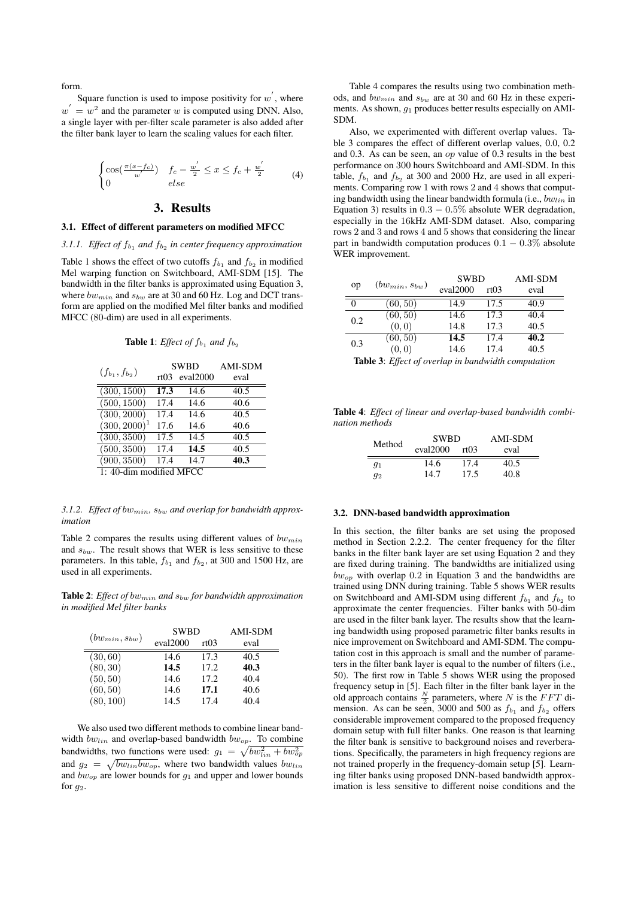form.

Square function is used to impose positivity for $w^{'}$, where $w^{'} = w^2$ and the parameter $w$ is computed using DNN. Also, a single layer with per-filter scale parameter is also added after the filter bank layer to learn the scaling values for each filter.

$$\begin{cases} \cos(\frac{\pi(x-f_c)}{w^{'}}) & f_c - \frac{w^{'}}{2} \leq x \leq f_c + \frac{w^{'}}{2} \\ 0 & else \end{cases} \tag{4}$$

## 3. Results

### 3.1. Effect of different parameters on modified MFCC

#### 3.1.1. Effect of $f_{b_1}$ and $f_{b_2}$ in center frequency approximation

Table 1 shows the effect of two cutoffs $f_{b_1}$ and $f_{b_2}$ in modified Mel warping function on Switchboard, AMI-SDM [15]. The bandwidth in the filter banks is approximated using Equation 3, where $bw_{min}$ and $s_{bw}$ are at 30 and 60 Hz. Log and DCT transform are applied on the modified Mel filter banks and modified MFCC (80-dim) are used in all experiments.

**Table 1**: *Effect of $f_{b_1}$ and $f_{b_2}$*

| $(f_{b_1}, f_{b_2})$ | SWBD | | AMI-SDM |
|---|---|---|---|
| | rt03 | eval2000 | eval |
| $(300, 1500)$ | **17.3** | 14.6 | 40.5 |
| $(500, 1500)$ | 17.4 | 14.6 | 40.6 |
| $(300, 2000)$ | 17.4 | 14.6 | 40.5 |
| $(300, 2000)^1$ | 17.6 | 14.6 | 40.6 |
| $(300, 3500)$ | 17.5 | 14.5 | 40.5 |
| $(500, 3500)$ | 17.4 | **14.5** | 40.5 |
| $(900, 3500)$ | 17.4 | 14.7 | **40.3** |

1: 40-dim modified MFCC

#### 3.1.2. Effect of $bw_{min}$, $s_{bw}$ and overlap for bandwidth approximation

Table 2 compares the results using different values of $bw_{min}$ and $s_{bw}$. The result shows that WER is less sensitive to these parameters. In this table, $f_{b_1}$ and $f_{b_2}$, at 300 and 1500 Hz, are used in all experiments.

**Table 2**: *Effect of $bw_{min}$ and $s_{bw}$ for bandwidth approximation in modified Mel filter banks*

| $(bw_{min}, s_{bw})$ | SWBD | | AMI-SDM |
|---|---|---|---|
| | eval2000 | rt03 | eval |
| $(30, 60)$ | 14.6 | 17.3 | 40.5 |
| $(80, 30)$ | **14.5** | 17.2 | **40.3** |
| $(50, 50)$ | 14.6 | 17.2 | 40.4 |
| $(60, 50)$ | 14.6 | **17.1** | 40.6 |
| $(80, 100)$ | 14.5 | 17.4 | 40.4 |

We also used two different methods to combine linear bandwidth $bw_{lin}$ and overlap-based bandwidth $bw_{op}$. To combine bandwidths, two functions were used: $g_1 = \sqrt{bw_{lin}^2 + bw_{op}^2}$ and $g_2 = \sqrt{bw_{lin} bw_{op}}$, where two bandwidth values $bw_{lin}$ and $bw_{op}$ are lower bounds for $g_1$ and upper and lower bounds for $g_2$.

Table 4 compares the results using two combination methods, and $bw_{min}$ and $s_{bw}$ are at 30 and 60 Hz in these experiments. As shown, $g_1$ produces better results especially on AMI-SDM.

Also, we experimented with different overlap values. Table 3 compares the effect of different overlap values, 0.0, 0.2 and 0.3. As can be seen, an *op* value of 0.3 results in the best performance on 300 hours Switchboard and AMI-SDM. In this table, $f_{b_1}$ and $f_{b_2}$ at 300 and 2000 Hz, are used in all experiments. Comparing row 1 with rows 2 and 4 shows that computing bandwidth using the linear bandwidth formula (i.e., $bw_{lin}$ in Equation 3) results in $0.3 - 0.5\%$ absolute WER degradation, especially in the 16kHz AMI-SDM dataset. Also, comparing rows 2 and 3 and rows 4 and 5 shows that considering the linear part in bandwidth computation produces $0.1 - 0.3\%$ absolute WER improvement.

| op | $(bw_{min}, s_{bw})$ | SWBD | | AMI-SDM |
|---|---|---|---|---|
| | | eval2000 | rt03 | eval |
| 0 | $(60, 50)$ | 14.9 | 17.5 | 40.9 |
| 0.2 | $(60, 50)$ | 14.6 | 17.3 | 40.4 |
| | $(0, 0)$ | 14.8 | 17.3 | 40.5 |
| 0.3 | $(60, 50)$ | **14.5** | 17.4 | **40.2** |
| | $(0, 0)$ | 14.6 | 17.4 | 40.5 |

**Table 3**: *Effect of overlap in bandwidth computation*

**Table 4**: *Effect of linear and overlap-based bandwidth combination methods*

| Method | SWBD | | AMI-SDM |
|---|---|---|---|
| | eval2000 | rt03 | eval |
| $g_1$ | 14.6 | 17.4 | 40.5 |
| $g_2$ | 14.7 | 17.5 | 40.8 |

### 3.2. DNN-based bandwidth approximation

In this section, the filter banks are set using the proposed method in Section 2.2.2. The center frequency for the filter banks in the filter bank layer are set using Equation 2 and they are fixed during training. The bandwidths are initialized using $bw_{op}$ with overlap 0.2 in Equation 3 and the bandwidths are trained using DNN during training. Table 5 shows WER results on Switchboard and AMI-SDM using different $f_{b_1}$ and $f_{b_2}$ to approximate the center frequencies. Filter banks with 50-dim are used in the filter bank layer. The results show that the learning bandwidth using proposed parametric filter banks results in nice improvement on Switchboard and AMI-SDM. The computation cost in this approach is small and the number of parameters in the filter bank layer is equal to the number of filters (i.e., 50). The first row in Table 5 shows WER using the proposed frequency setup in [5]. Each filter in the filter bank layer in the old approach contains $\frac{N}{2}$ parameters, where $N$ is the $FFT$ dimension. As can be seen, 3000 and 500 as $f_{b_1}$ and $f_{b_2}$ offers considerable improvement compared to the proposed frequency domain setup with full filter banks. One reason is that learning the filter bank is sensitive to background noises and reverberations. Specifically, the parameters in high frequency regions are not trained properly in the frequency-domain setup [5]. Learning filter banks using proposed DNN-based bandwidth approximation is less sensitive to different noise conditions and the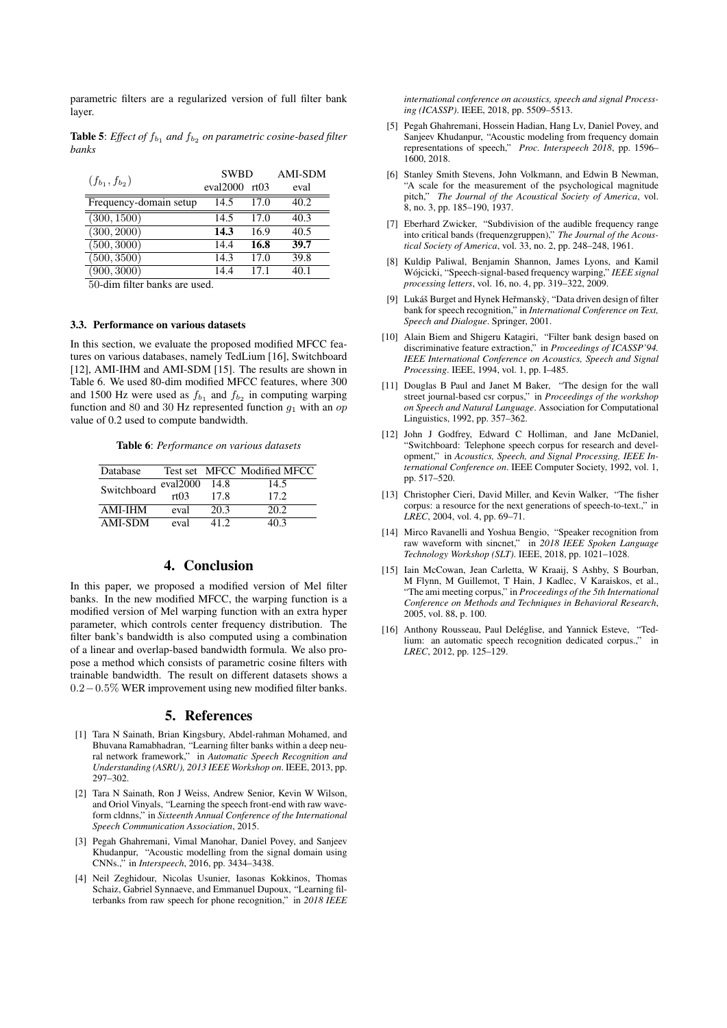parametric filters are a regularized version of full filter bank layer.

**Table 5**: *Effect of $f_{b_1}$ and $f_{b_2}$ on parametric cosine-based filter banks*

| $(f_{b_1}, f_{b_2})$ | SWBD | | AMI-SDM |
|---|---|---|---|
| | eval2000 | rt03 | eval |
| Frequency-domain setup | 14.5 | 17.0 | 40.2 |
| $(300, 1500)$ | 14.5 | 17.0 | 40.3 |
| $(300, 2000)$ | **14.3** | 16.9 | 40.5 |
| $(500, 3000)$ | 14.4 | **16.8** | **39.7** |
| $(500, 3500)$ | 14.3 | 17.0 | 39.8 |
| $(900, 3000)$ | 14.4 | 17.1 | 40.1 |

50-dim filter banks are used.

### 3.3. Performance on various datasets

In this section, we evaluate the proposed modified MFCC features on various databases, namely TedLium [16], Switchboard [12], AMI-IHM and AMI-SDM [15]. The results are shown in Table 6. We used 80-dim modified MFCC features, where 300 and 1500 Hz were used as $f_{b_1}$ and $f_{b_2}$ in computing warping function and 80 and 30 Hz represented function $g_1$ with an $op$ value of 0.2 used to compute bandwidth.

**Table 6**: *Performance on various datasets*

| Database | Test set | MFCC | Modified MFCC |
|---|---|---|---|
| Switchboard | eval2000 | 14.8 | 14.5 |
| | rt03 | 17.8 | 17.2 |
| AMI-IHM | eval | 20.3 | 20.2 |
| AMI-SDM | eval | 41.2 | 40.3 |

## 4. Conclusion

In this paper, we proposed a modified version of Mel filter banks. In the new modified MFCC, the warping function is a modified version of Mel warping function with an extra hyper parameter, which controls center frequency distribution. The filter bank's bandwidth is also computed using a combination of a linear and overlap-based bandwidth formula. We also propose a method which consists of parametric cosine filters with trainable bandwidth. The result on different datasets shows a $0.2-0.5\%$ WER improvement using new modified filter banks.

## 5. References

[1] Tara N Sainath, Brian Kingsbury, Abdel-rahman Mohamed, and Bhuvana Ramabhadran, "Learning filter banks within a deep neural network framework," in *Automatic Speech Recognition and Understanding (ASRU), 2013 IEEE Workshop on*. IEEE, 2013, pp. 297–302.

[2] Tara N Sainath, Ron J Weiss, Andrew Senior, Kevin W Wilson, and Oriol Vinyals, "Learning the speech front-end with raw waveform cldnns," in *Sixteenth Annual Conference of the International Speech Communication Association*, 2015.

[3] Pegah Ghahremani, Vimal Manohar, Daniel Povey, and Sanjeev Khudanpur, "Acoustic modelling from the signal domain using CNNs.," in *Interspeech*, 2016, pp. 3434–3438.

[4] Neil Zeghidour, Nicolas Usunier, Iasonas Kokkinos, Thomas Schaiz, Gabriel Synnaeve, and Emmanuel Dupoux, "Learning filterbanks from raw speech for phone recognition," in *2018 IEEE international conference on acoustics, speech and signal Processing (ICASSP)*. IEEE, 2018, pp. 5509–5513.

[5] Pegah Ghahremani, Hossein Hadian, Hang Lv, Daniel Povey, and Sanjeev Khudanpur, "Acoustic modeling from frequency domain representations of speech," *Proc. Interspeech 2018*, pp. 1596–1600, 2018.

[6] Stanley Smith Stevens, John Volkmann, and Edwin B Newman, "A scale for the measurement of the psychological magnitude pitch," *The Journal of the Acoustical Society of America*, vol. 8, no. 3, pp. 185–190, 1937.

[7] Eberhard Zwicker, "Subdivision of the audible frequency range into critical bands (frequenzgruppen)," *The Journal of the Acoustical Society of America*, vol. 33, no. 2, pp. 248–248, 1961.

[8] Kuldip Paliwal, Benjamin Shannon, James Lyons, and Kamil Wójcicki, "Speech-signal-based frequency warping," *IEEE signal processing letters*, vol. 16, no. 4, pp. 319–322, 2009.

[9] Lukáš Burget and Hynek Heřmanskỳ, "Data driven design of filter bank for speech recognition," in *International Conference on Text, Speech and Dialogue*. Springer, 2001.

[10] Alain Biem and Shigeru Katagiri, "Filter bank design based on discriminative feature extraction," in *Proceedings of ICASSP'94. IEEE International Conference on Acoustics, Speech and Signal Processing*. IEEE, 1994, vol. 1, pp. I–485.

[11] Douglas B Paul and Janet M Baker, "The design for the wall street journal-based csr corpus," in *Proceedings of the workshop on Speech and Natural Language*. Association for Computational Linguistics, 1992, pp. 357–362.

[12] John J Godfrey, Edward C Holliman, and Jane McDaniel, "Switchboard: Telephone speech corpus for research and development," in *Acoustics, Speech, and Signal Processing, IEEE International Conference on*. IEEE Computer Society, 1992, vol. 1, pp. 517–520.

[13] Christopher Cieri, David Miller, and Kevin Walker, "The fisher corpus: a resource for the next generations of speech-to-text.," in *LREC*, 2004, vol. 4, pp. 69–71.

[14] Mirco Ravanelli and Yoshua Bengio, "Speaker recognition from raw waveform with sincnet," in *2018 IEEE Spoken Language Technology Workshop (SLT)*. IEEE, 2018, pp. 1021–1028.

[15] Iain McCowan, Jean Carletta, W Kraaij, S Ashby, S Bourban, M Flynn, M Guillemot, T Hain, J Kadlec, V Karaiskos, et al., "The ami meeting corpus," in *Proceedings of the 5th International Conference on Methods and Techniques in Behavioral Research*, 2005, vol. 88, p. 100.

[16] Anthony Rousseau, Paul Deléglise, and Yannick Esteve, "Tedlium: an automatic speech recognition dedicated corpus.," in *LREC*, 2012, pp. 125–129.